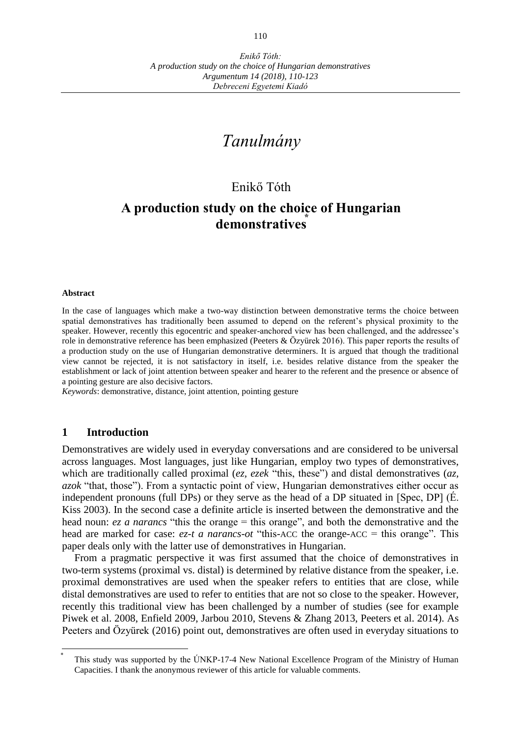# Tanulmány

Enikő Tóth

## A production study on the choice of Hungarian demonstratives[*]

**Abstract**

In the case of languages which make a two-way distinction between demonstrative terms the choice between spatial demonstratives has traditionally been assumed to depend on the referent's physical proximity to the speaker. However, recently this egocentric and speaker-anchored view has been challenged, and the addressee's role in demonstrative reference has been emphasized (Peeters & Özyürek 2016). This paper reports the results of a production study on the use of Hungarian demonstrative determiners. It is argued that though the traditional view cannot be rejected, it is not satisfactory in itself, i.e. besides relative distance from the speaker the establishment or lack of joint attention between speaker and hearer to the referent and the presence or absence of a pointing gesture are also decisive factors.

*Keywords*: demonstrative, distance, joint attention, pointing gesture

## 1 Introduction

Demonstratives are widely used in everyday conversations and are considered to be universal across languages. Most languages, just like Hungarian, employ two types of demonstratives, which are traditionally called proximal (*ez, ezek* "this, these") and distal demonstratives (*az, azok* "that, those"). From a syntactic point of view, Hungarian demonstratives either occur as independent pronouns (full DPs) or they serve as the head of a DP situated in [Spec, DP] (É. Kiss 2003). In the second case a definite article is inserted between the demonstrative and the head noun: *ez a narancs* "this the orange = this orange", and both the demonstrative and the head are marked for case: *ez-t a narancs-ot* "this-ACC the orange-ACC = this orange". This paper deals only with the latter use of demonstratives in Hungarian.

From a pragmatic perspective it was first assumed that the choice of demonstratives in two-term systems (proximal vs. distal) is determined by relative distance from the speaker, i.e. proximal demonstratives are used when the speaker refers to entities that are close, while distal demonstratives are used to refer to entities that are not so close to the speaker. However, recently this traditional view has been challenged by a number of studies (see for example Piwek et al. 2008, Enfield 2009, Jarbou 2010, Stevens & Zhang 2013, Peeters et al. 2014). As Peeters and Özyürek (2016) point out, demonstratives are often used in everyday situations to

[*] This study was supported by the ÚNKP-17-4 New National Excellence Program of the Ministry of Human Capacities. I thank the anonymous reviewer of this article for valuable comments.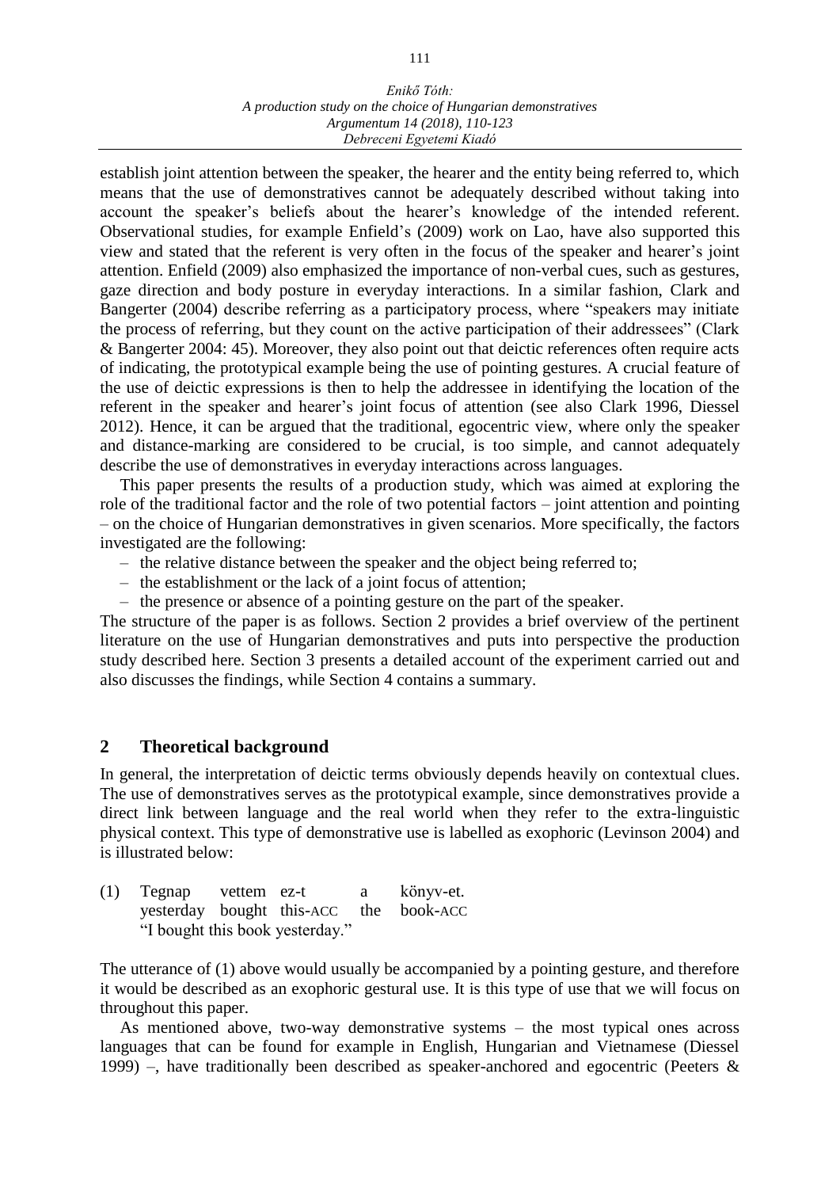establish joint attention between the speaker, the hearer and the entity being referred to, which means that the use of demonstratives cannot be adequately described without taking into account the speaker's beliefs about the hearer's knowledge of the intended referent. Observational studies, for example Enfield's (2009) work on Lao, have also supported this view and stated that the referent is very often in the focus of the speaker and hearer's joint attention. Enfield (2009) also emphasized the importance of non-verbal cues, such as gestures, gaze direction and body posture in everyday interactions. In a similar fashion, Clark and Bangerter (2004) describe referring as a participatory process, where "speakers may initiate the process of referring, but they count on the active participation of their addressees" (Clark & Bangerter 2004: 45). Moreover, they also point out that deictic references often require acts of indicating, the prototypical example being the use of pointing gestures. A crucial feature of the use of deictic expressions is then to help the addressee in identifying the location of the referent in the speaker and hearer's joint focus of attention (see also Clark 1996, Diessel 2012). Hence, it can be argued that the traditional, egocentric view, where only the speaker and distance-marking are considered to be crucial, is too simple, and cannot adequately describe the use of demonstratives in everyday interactions across languages.

This paper presents the results of a production study, which was aimed at exploring the role of the traditional factor and the role of two potential factors – joint attention and pointing – on the choice of Hungarian demonstratives in given scenarios. More specifically, the factors investigated are the following:

- the relative distance between the speaker and the object being referred to;
- the establishment or the lack of a joint focus of attention;
- the presence or absence of a pointing gesture on the part of the speaker.

The structure of the paper is as follows. Section 2 provides a brief overview of the pertinent literature on the use of Hungarian demonstratives and puts into perspective the production study described here. Section 3 presents a detailed account of the experiment carried out and also discusses the findings, while Section 4 contains a summary.

## 2 Theoretical background

In general, the interpretation of deictic terms obviously depends heavily on contextual clues. The use of demonstratives serves as the prototypical example, since demonstratives provide a direct link between language and the real world when they refer to the extra-linguistic physical context. This type of demonstrative use is labelled as exophoric (Levinson 2004) and is illustrated below:

(1) Tegnap vettem ez-t a könyv-et.
yesterday bought this-ACC the book-ACC
"I bought this book yesterday."

The utterance of (1) above would usually be accompanied by a pointing gesture, and therefore it would be described as an exophoric gestural use. It is this type of use that we will focus on throughout this paper.

As mentioned above, two-way demonstrative systems – the most typical ones across languages that can be found for example in English, Hungarian and Vietnamese (Diessel 1999) –, have traditionally been described as speaker-anchored and egocentric (Peeters &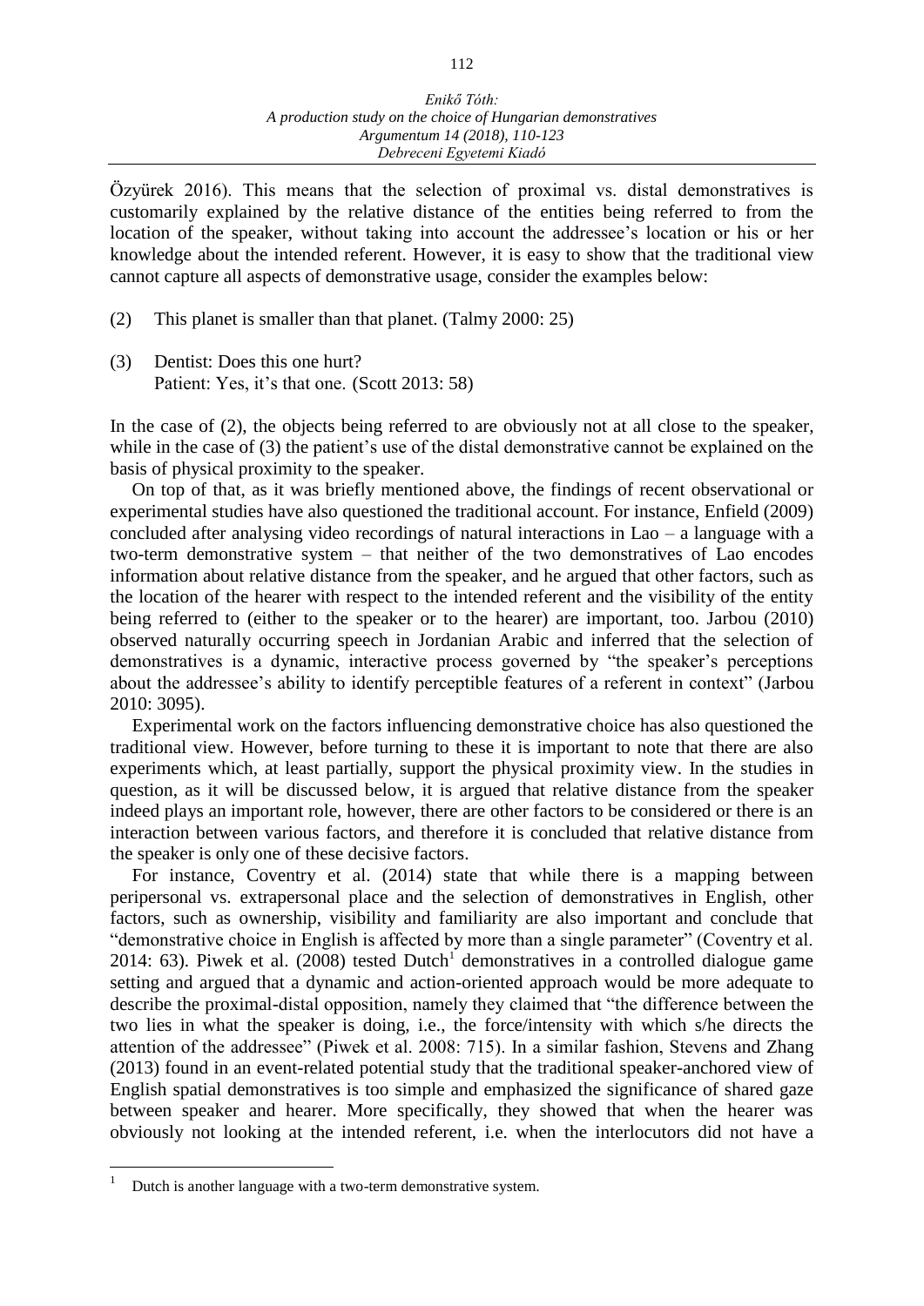Özyürek 2016). This means that the selection of proximal vs. distal demonstratives is customarily explained by the relative distance of the entities being referred to from the location of the speaker, without taking into account the addressee's location or his or her knowledge about the intended referent. However, it is easy to show that the traditional view cannot capture all aspects of demonstrative usage, consider the examples below:

(2) This planet is smaller than that planet. (Talmy 2000: 25)

(3) Dentist: Does this one hurt?
Patient: Yes, it's that one. (Scott 2013: 58)

In the case of (2), the objects being referred to are obviously not at all close to the speaker, while in the case of (3) the patient's use of the distal demonstrative cannot be explained on the basis of physical proximity to the speaker.

On top of that, as it was briefly mentioned above, the findings of recent observational or experimental studies have also questioned the traditional account. For instance, Enfield (2009) concluded after analysing video recordings of natural interactions in Lao – a language with a two-term demonstrative system – that neither of the two demonstratives of Lao encodes information about relative distance from the speaker, and he argued that other factors, such as the location of the hearer with respect to the intended referent and the visibility of the entity being referred to (either to the speaker or to the hearer) are important, too. Jarbou (2010) observed naturally occurring speech in Jordanian Arabic and inferred that the selection of demonstratives is a dynamic, interactive process governed by "the speaker's perceptions about the addressee's ability to identify perceptible features of a referent in context" (Jarbou 2010: 3095).

Experimental work on the factors influencing demonstrative choice has also questioned the traditional view. However, before turning to these it is important to note that there are also experiments which, at least partially, support the physical proximity view. In the studies in question, as it will be discussed below, it is argued that relative distance from the speaker indeed plays an important role, however, there are other factors to be considered or there is an interaction between various factors, and therefore it is concluded that relative distance from the speaker is only one of these decisive factors.

For instance, Coventry et al. (2014) state that while there is a mapping between peripersonal vs. extrapersonal place and the selection of demonstratives in English, other factors, such as ownership, visibility and familiarity are also important and conclude that "demonstrative choice in English is affected by more than a single parameter" (Coventry et al. 2014: 63). Piwek et al. (2008) tested Dutch[1] demonstratives in a controlled dialogue game setting and argued that a dynamic and action-oriented approach would be more adequate to describe the proximal-distal opposition, namely they claimed that "the difference between the two lies in what the speaker is doing, i.e., the force/intensity with which s/he directs the attention of the addressee" (Piwek et al. 2008: 715). In a similar fashion, Stevens and Zhang (2013) found in an event-related potential study that the traditional speaker-anchored view of English spatial demonstratives is too simple and emphasized the significance of shared gaze between speaker and hearer. More specifically, they showed that when the hearer was obviously not looking at the intended referent, i.e. when the interlocutors did not have a

[1] Dutch is another language with a two-term demonstrative system.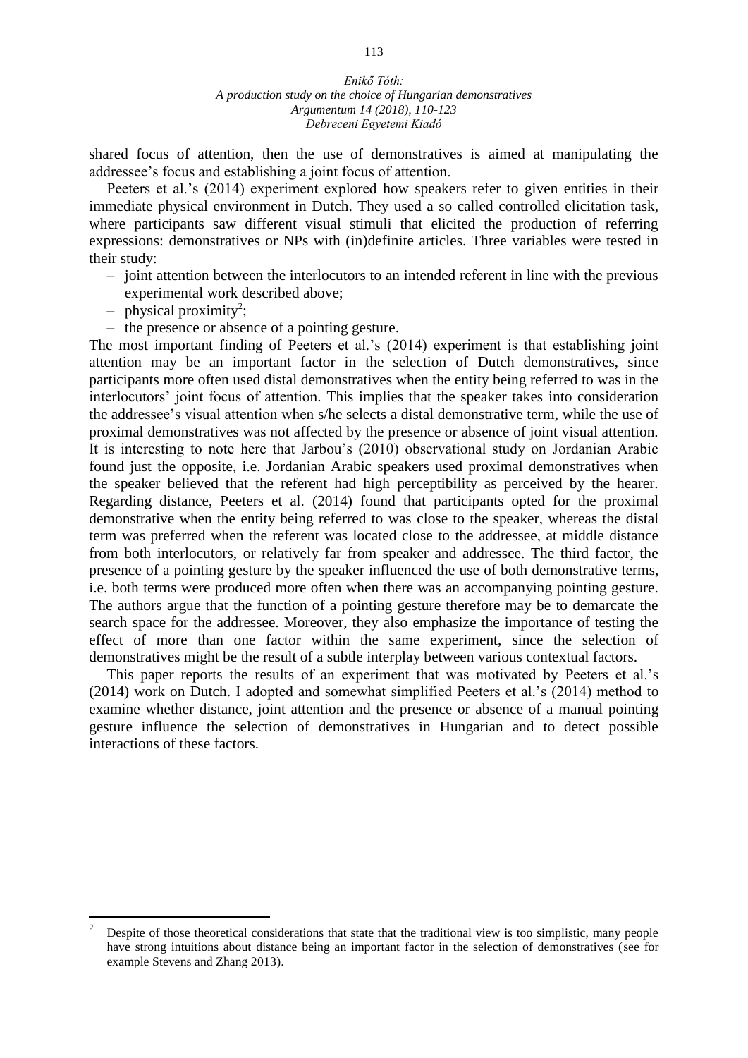shared focus of attention, then the use of demonstratives is aimed at manipulating the addressee's focus and establishing a joint focus of attention.

Peeters et al.'s (2014) experiment explored how speakers refer to given entities in their immediate physical environment in Dutch. They used a so called controlled elicitation task, where participants saw different visual stimuli that elicited the production of referring expressions: demonstratives or NPs with (in)definite articles. Three variables were tested in their study:

- joint attention between the interlocutors to an intended referent in line with the previous experimental work described above;
- physical proximity[2];
- the presence or absence of a pointing gesture.

The most important finding of Peeters et al.'s (2014) experiment is that establishing joint attention may be an important factor in the selection of Dutch demonstratives, since participants more often used distal demonstratives when the entity being referred to was in the interlocutors' joint focus of attention. This implies that the speaker takes into consideration the addressee's visual attention when s/he selects a distal demonstrative term, while the use of proximal demonstratives was not affected by the presence or absence of joint visual attention. It is interesting to note here that Jarbou's (2010) observational study on Jordanian Arabic found just the opposite, i.e. Jordanian Arabic speakers used proximal demonstratives when the speaker believed that the referent had high perceptibility as perceived by the hearer. Regarding distance, Peeters et al. (2014) found that participants opted for the proximal demonstrative when the entity being referred to was close to the speaker, whereas the distal term was preferred when the referent was located close to the addressee, at middle distance from both interlocutors, or relatively far from speaker and addressee. The third factor, the presence of a pointing gesture by the speaker influenced the use of both demonstrative terms, i.e. both terms were produced more often when there was an accompanying pointing gesture. The authors argue that the function of a pointing gesture therefore may be to demarcate the search space for the addressee. Moreover, they also emphasize the importance of testing the effect of more than one factor within the same experiment, since the selection of demonstratives might be the result of a subtle interplay between various contextual factors.

This paper reports the results of an experiment that was motivated by Peeters et al.'s (2014) work on Dutch. I adopted and somewhat simplified Peeters et al.'s (2014) method to examine whether distance, joint attention and the presence or absence of a manual pointing gesture influence the selection of demonstratives in Hungarian and to detect possible interactions of these factors.

[2] Despite of those theoretical considerations that state that the traditional view is too simplistic, many people have strong intuitions about distance being an important factor in the selection of demonstratives (see for example Stevens and Zhang 2013).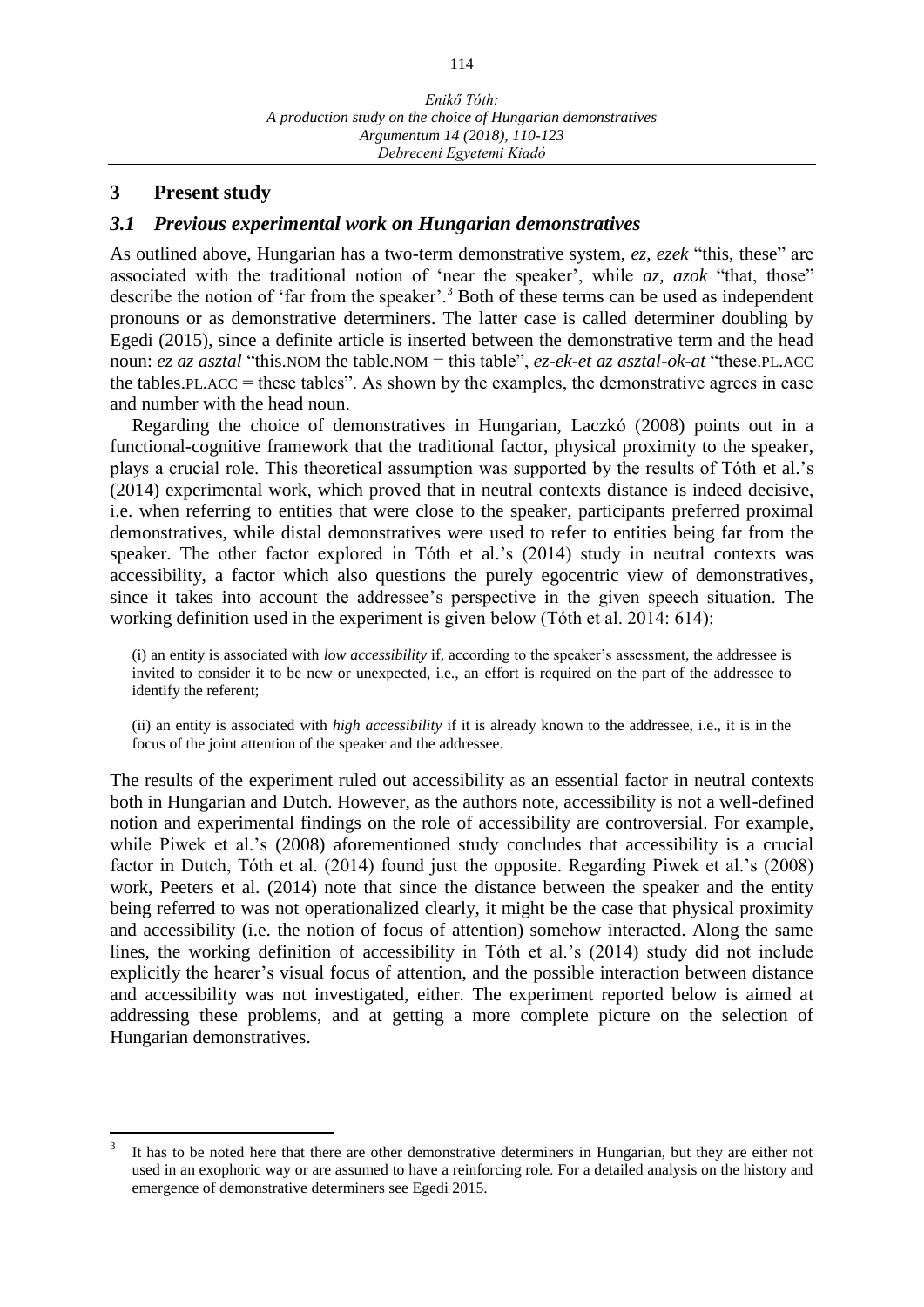## 3 Present study

### *3.1 Previous experimental work on Hungarian demonstratives*

As outlined above, Hungarian has a two-term demonstrative system, *ez, ezek* "this, these" are associated with the traditional notion of 'near the speaker', while *az, azok* "that, those" describe the notion of 'far from the speaker'.[3] Both of these terms can be used as independent pronouns or as demonstrative determiners. The latter case is called determiner doubling by Egedi (2015), since a definite article is inserted between the demonstrative term and the head noun: *ez az asztal* "this.NOM the table.NOM = this table", *ez-ek-et az asztal-ok-at* "these.PL.ACC the tables.PL.ACC = these tables". As shown by the examples, the demonstrative agrees in case and number with the head noun.

Regarding the choice of demonstratives in Hungarian, Laczkó (2008) points out in a functional-cognitive framework that the traditional factor, physical proximity to the speaker, plays a crucial role. This theoretical assumption was supported by the results of Tóth et al.'s (2014) experimental work, which proved that in neutral contexts distance is indeed decisive, i.e. when referring to entities that were close to the speaker, participants preferred proximal demonstratives, while distal demonstratives were used to refer to entities being far from the speaker. The other factor explored in Tóth et al.'s (2014) study in neutral contexts was accessibility, a factor which also questions the purely egocentric view of demonstratives, since it takes into account the addressee's perspective in the given speech situation. The working definition used in the experiment is given below (Tóth et al. 2014: 614):

> (i) an entity is associated with *low accessibility* if, according to the speaker's assessment, the addressee is invited to consider it to be new or unexpected, i.e., an effort is required on the part of the addressee to identify the referent;
>
> (ii) an entity is associated with *high accessibility* if it is already known to the addressee, i.e., it is in the focus of the joint attention of the speaker and the addressee.

The results of the experiment ruled out accessibility as an essential factor in neutral contexts both in Hungarian and Dutch. However, as the authors note, accessibility is not a well-defined notion and experimental findings on the role of accessibility are controversial. For example, while Piwek et al.'s (2008) aforementioned study concludes that accessibility is a crucial factor in Dutch, Tóth et al. (2014) found just the opposite. Regarding Piwek et al.'s (2008) work, Peeters et al. (2014) note that since the distance between the speaker and the entity being referred to was not operationalized clearly, it might be the case that physical proximity and accessibility (i.e. the notion of focus of attention) somehow interacted. Along the same lines, the working definition of accessibility in Tóth et al.'s (2014) study did not include explicitly the hearer's visual focus of attention, and the possible interaction between distance and accessibility was not investigated, either. The experiment reported below is aimed at addressing these problems, and at getting a more complete picture on the selection of Hungarian demonstratives.

---

[3] It has to be noted here that there are other demonstrative determiners in Hungarian, but they are either not used in an exophoric way or are assumed to have a reinforcing role. For a detailed analysis on the history and emergence of demonstrative determiners see Egedi 2015.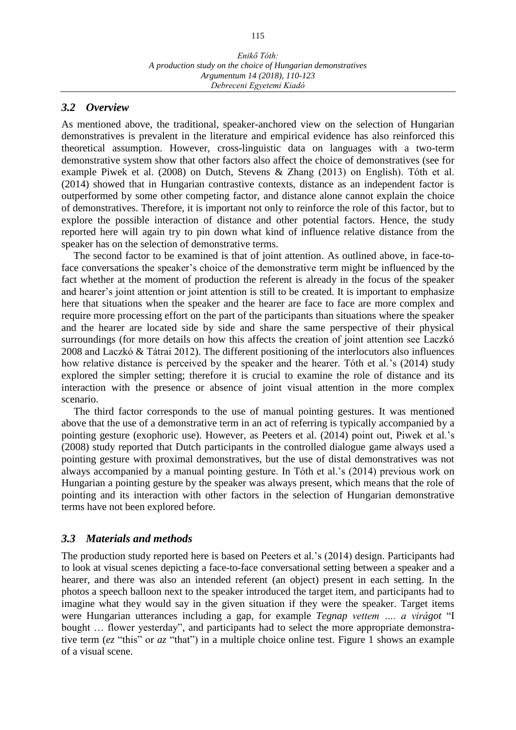### *3.2 Overview*

As mentioned above, the traditional, speaker-anchored view on the selection of Hungarian demonstratives is prevalent in the literature and empirical evidence has also reinforced this theoretical assumption. However, cross-linguistic data on languages with a two-term demonstrative system show that other factors also affect the choice of demonstratives (see for example Piwek et al. (2008) on Dutch, Stevens & Zhang (2013) on English). Tóth et al. (2014) showed that in Hungarian contrastive contexts, distance as an independent factor is outperformed by some other competing factor, and distance alone cannot explain the choice of demonstratives. Therefore, it is important not only to reinforce the role of this factor, but to explore the possible interaction of distance and other potential factors. Hence, the study reported here will again try to pin down what kind of influence relative distance from the speaker has on the selection of demonstrative terms.

The second factor to be examined is that of joint attention. As outlined above, in face-to-face conversations the speaker's choice of the demonstrative term might be influenced by the fact whether at the moment of production the referent is already in the focus of the speaker and hearer's joint attention or joint attention is still to be created. It is important to emphasize here that situations when the speaker and the hearer are face to face are more complex and require more processing effort on the part of the participants than situations where the speaker and the hearer are located side by side and share the same perspective of their physical surroundings (for more details on how this affects the creation of joint attention see Laczkó 2008 and Laczkó & Tátrai 2012). The different positioning of the interlocutors also influences how relative distance is perceived by the speaker and the hearer. Tóth et al.'s (2014) study explored the simpler setting; therefore it is crucial to examine the role of distance and its interaction with the presence or absence of joint visual attention in the more complex scenario.

The third factor corresponds to the use of manual pointing gestures. It was mentioned above that the use of a demonstrative term in an act of referring is typically accompanied by a pointing gesture (exophoric use). However, as Peeters et al. (2014) point out, Piwek et al.'s (2008) study reported that Dutch participants in the controlled dialogue game always used a pointing gesture with proximal demonstratives, but the use of distal demonstratives was not always accompanied by a manual pointing gesture. In Tóth et al.'s (2014) previous work on Hungarian a pointing gesture by the speaker was always present, which means that the role of pointing and its interaction with other factors in the selection of Hungarian demonstrative terms have not been explored before.

### *3.3 Materials and methods*

The production study reported here is based on Peeters et al.'s (2014) design. Participants had to look at visual scenes depicting a face-to-face conversational setting between a speaker and a hearer, and there was also an intended referent (an object) present in each setting. In the photos a speech balloon next to the speaker introduced the target item, and participants had to imagine what they would say in the given situation if they were the speaker. Target items were Hungarian utterances including a gap, for example *Tegnap vettem …. a virágot* "I bought … flower yesterday", and participants had to select the more appropriate demonstrative term (*ez* "this" or *az* "that") in a multiple choice online test. Figure 1 shows an example of a visual scene.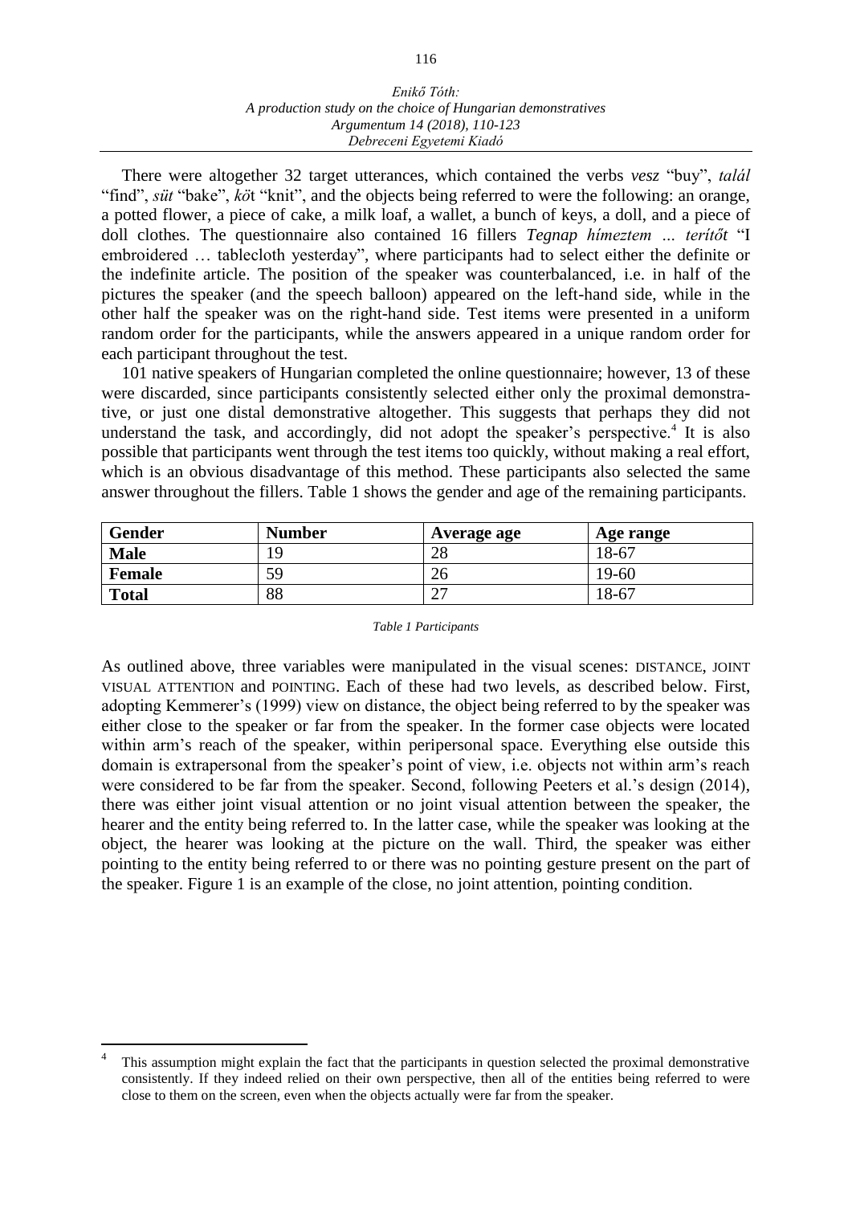There were altogether 32 target utterances, which contained the verbs *vesz* "buy", *talál* "find", *süt* "bake", *köt* "knit", and the objects being referred to were the following: an orange, a potted flower, a piece of cake, a milk loaf, a wallet, a bunch of keys, a doll, and a piece of doll clothes. The questionnaire also contained 16 fillers ***Tegnap hímeztem … terítőt*** "I embroidered … tablecloth yesterday", where participants had to select either the definite or the indefinite article. The position of the speaker was counterbalanced, i.e. in half of the pictures the speaker (and the speech balloon) appeared on the left-hand side, while in the other half the speaker was on the right-hand side. Test items were presented in a uniform random order for the participants, while the answers appeared in a unique random order for each participant throughout the test.

101 native speakers of Hungarian completed the online questionnaire; however, 13 of these were discarded, since participants consistently selected either only the proximal demonstrative, or just one distal demonstrative altogether. This suggests that perhaps they did not understand the task, and accordingly, did not adopt the speaker's perspective.[4] It is also possible that participants went through the test items too quickly, without making a real effort, which is an obvious disadvantage of this method. These participants also selected the same answer throughout the fillers. Table 1 shows the gender and age of the remaining participants.

| **Gender** | **Number** | **Average age** | **Age range** |
|---|---|---|---|
| **Male** | 19 | 28 | 18-67 |
| **Female** | 59 | 26 | 19-60 |
| **Total** | 88 | 27 | 18-67 |

*Table 1 Participants*

As outlined above, three variables were manipulated in the visual scenes: DISTANCE, JOINT VISUAL ATTENTION and POINTING. Each of these had two levels, as described below. First, adopting Kemmerer's (1999) view on distance, the object being referred to by the speaker was either close to the speaker or far from the speaker. In the former case objects were located within arm's reach of the speaker, within peripersonal space. Everything else outside this domain is extrapersonal from the speaker's point of view, i.e. objects not within arm's reach were considered to be far from the speaker. Second, following Peeters et al.'s design (2014), there was either joint visual attention or no joint visual attention between the speaker, the hearer and the entity being referred to. In the latter case, while the speaker was looking at the object, the hearer was looking at the picture on the wall. Third, the speaker was either pointing to the entity being referred to or there was no pointing gesture present on the part of the speaker. Figure 1 is an example of the close, no joint attention, pointing condition.

[4] This assumption might explain the fact that the participants in question selected the proximal demonstrative consistently. If they indeed relied on their own perspective, then all of the entities being referred to were close to them on the screen, even when the objects actually were far from the speaker.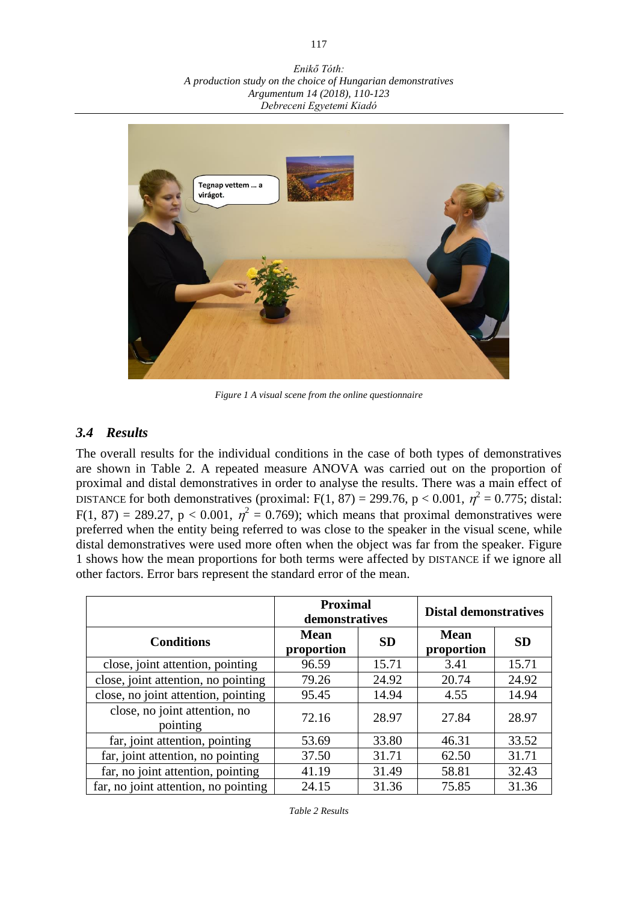Figure 1 A visual scene from the online questionnaire

### 3.4 Results

The overall results for the individual conditions in the case of both types of demonstratives are shown in Table 2. A repeated measure ANOVA was carried out on the proportion of proximal and distal demonstratives in order to analyse the results. There was a main effect of DISTANCE for both demonstratives (proximal: $F(1, 87) = 299.76$, $p < 0.001$, $\eta^2 = 0.775$; distal: $F(1, 87) = 289.27$, $p < 0.001$, $\eta^2 = 0.769$); which means that proximal demonstratives were preferred when the entity being referred to was close to the speaker in the visual scene, while distal demonstratives were used more often when the object was far from the speaker. Figure 1 shows how the mean proportions for both terms were affected by DISTANCE if we ignore all other factors. Error bars represent the standard error of the mean.

| | **Proximal demonstratives** | | **Distal demonstratives** | |
|---|---|---|---|---|
| **Conditions** | **Mean proportion** | **SD** | **Mean proportion** | **SD** |
| close, joint attention, pointing | 96.59 | 15.71 | 3.41 | 15.71 |
| close, joint attention, no pointing | 79.26 | 24.92 | 20.74 | 24.92 |
| close, no joint attention, pointing | 95.45 | 14.94 | 4.55 | 14.94 |
| close, no joint attention, no pointing | 72.16 | 28.97 | 27.84 | 28.97 |
| far, joint attention, pointing | 53.69 | 33.80 | 46.31 | 33.52 |
| far, joint attention, no pointing | 37.50 | 31.71 | 62.50 | 31.71 |
| far, no joint attention, pointing | 41.19 | 31.49 | 58.81 | 32.43 |
| far, no joint attention, no pointing | 24.15 | 31.36 | 75.85 | 31.36 |

Table 2 Results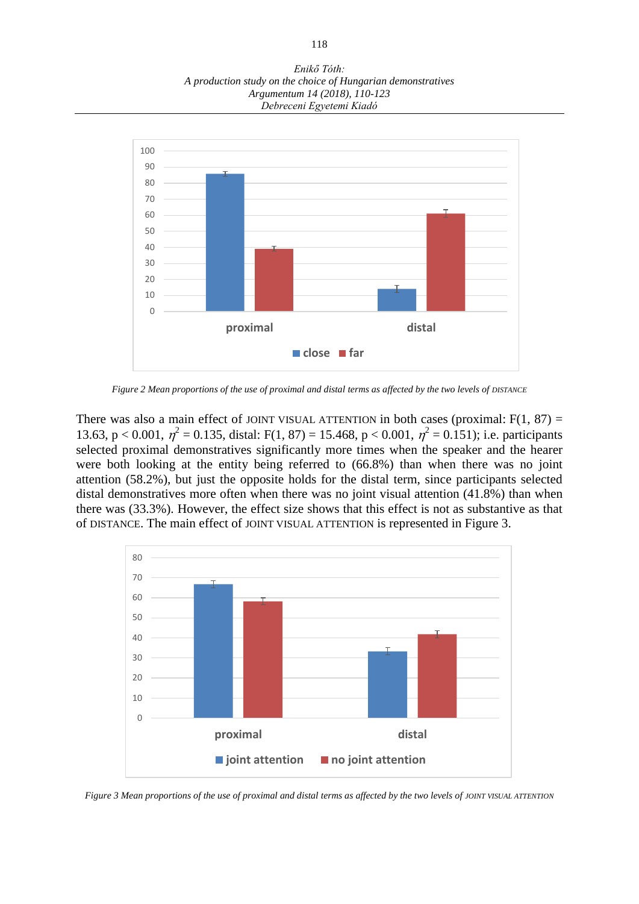*Figure 2 Mean proportions of the use of proximal and distal terms as affected by the two levels of* DISTANCE

There was also a main effect of JOINT VISUAL ATTENTION in both cases (proximal: $F(1, 87) = 13.63$, $p < 0.001$, $\eta^2 = 0.135$, distal: $F(1, 87) = 15.468$, $p < 0.001$, $\eta^2 = 0.151$); i.e. participants selected proximal demonstratives significantly more times when the speaker and the hearer were both looking at the entity being referred to (66.8%) than when there was no joint attention (58.2%), but just the opposite holds for the distal term, since participants selected distal demonstratives more often when there was no joint visual attention (41.8%) than when there was (33.3%). However, the effect size shows that this effect is not as substantive as that of DISTANCE. The main effect of JOINT VISUAL ATTENTION is represented in Figure 3.

*Figure 3 Mean proportions of the use of proximal and distal terms as affected by the two levels of* JOINT VISUAL ATTENTION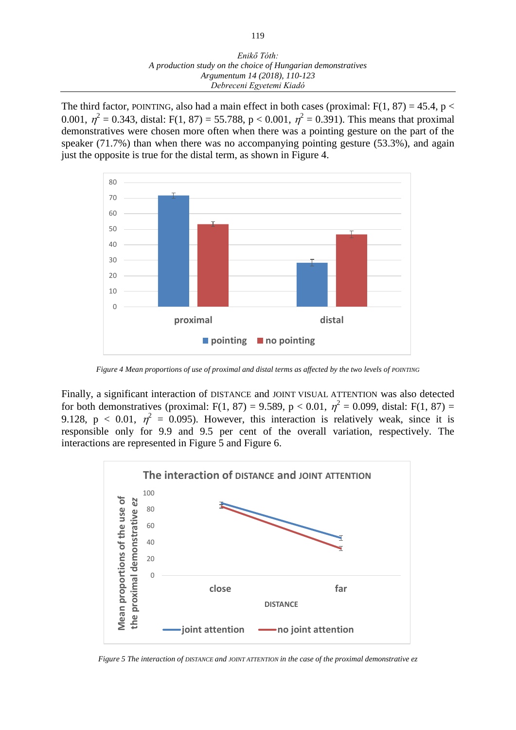The third factor, POINTING, also had a main effect in both cases (proximal: $F(1, 87) = 45.4$, $p < 0.001$, $\eta^2 = 0.343$, distal: $F(1, 87) = 55.788$, $p < 0.001$, $\eta^2 = 0.391$). This means that proximal demonstratives were chosen more often when there was a pointing gesture on the part of the speaker (71.7%) than when there was no accompanying pointing gesture (53.3%), and again just the opposite is true for the distal term, as shown in Figure 4.

*Figure 4 Mean proportions of use of proximal and distal terms as affected by the two levels of POINTING*

Finally, a significant interaction of DISTANCE and JOINT VISUAL ATTENTION was also detected for both demonstratives (proximal: $F(1, 87) = 9.589$, $p < 0.01$, $\eta^2 = 0.099$, distal: $F(1, 87) = 9.128$, $p < 0.01$, $\eta^2 = 0.095$). However, this interaction is relatively weak, since it is responsible only for 9.9 and 9.5 per cent of the overall variation, respectively. The interactions are represented in Figure 5 and Figure 6.

*Figure 5 The interaction of DISTANCE and JOINT ATTENTION in the case of the proximal demonstrative ez*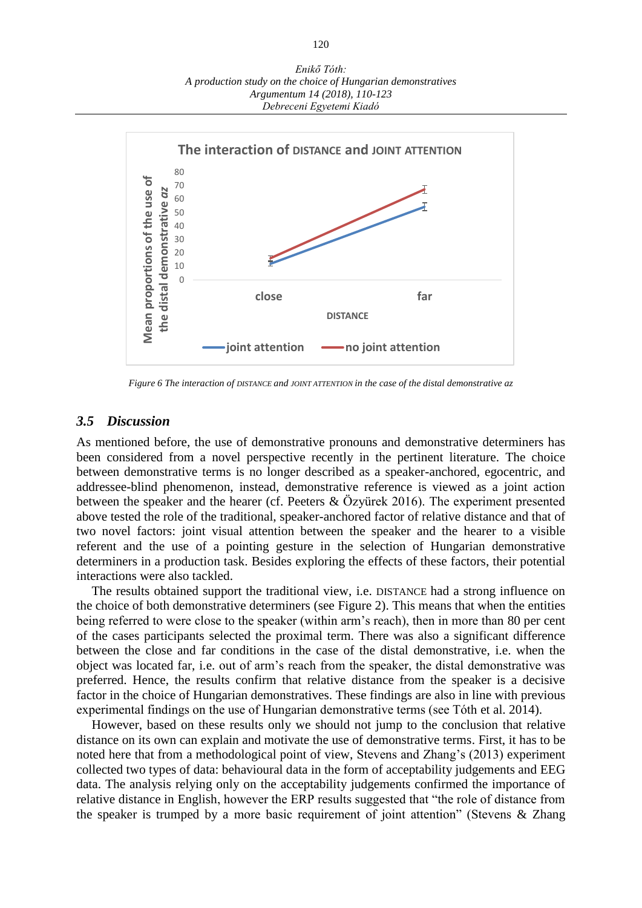Figure 6 *The interaction of* DISTANCE *and* JOINT ATTENTION *in the case of the distal demonstrative az*

### *3.5 Discussion*

As mentioned before, the use of demonstrative pronouns and demonstrative determiners has been considered from a novel perspective recently in the pertinent literature. The choice between demonstrative terms is no longer described as a speaker-anchored, egocentric, and addressee-blind phenomenon, instead, demonstrative reference is viewed as a joint action between the speaker and the hearer (cf. Peeters & Özyürek 2016). The experiment presented above tested the role of the traditional, speaker-anchored factor of relative distance and that of two novel factors: joint visual attention between the speaker and the hearer to a visible referent and the use of a pointing gesture in the selection of Hungarian demonstrative determiners in a production task. Besides exploring the effects of these factors, their potential interactions were also tackled.

The results obtained support the traditional view, i.e. DISTANCE had a strong influence on the choice of both demonstrative determiners (see Figure 2). This means that when the entities being referred to were close to the speaker (within arm's reach), then in more than 80 per cent of the cases participants selected the proximal term. There was also a significant difference between the close and far conditions in the case of the distal demonstrative, i.e. when the object was located far, i.e. out of arm's reach from the speaker, the distal demonstrative was preferred. Hence, the results confirm that relative distance from the speaker is a decisive factor in the choice of Hungarian demonstratives. These findings are also in line with previous experimental findings on the use of Hungarian demonstrative terms (see Tóth et al. 2014).

However, based on these results only we should not jump to the conclusion that relative distance on its own can explain and motivate the use of demonstrative terms. First, it has to be noted here that from a methodological point of view, Stevens and Zhang's (2013) experiment collected two types of data: behavioural data in the form of acceptability judgements and EEG data. The analysis relying only on the acceptability judgements confirmed the importance of relative distance in English, however the ERP results suggested that "the role of distance from the speaker is trumped by a more basic requirement of joint attention" (Stevens & Zhang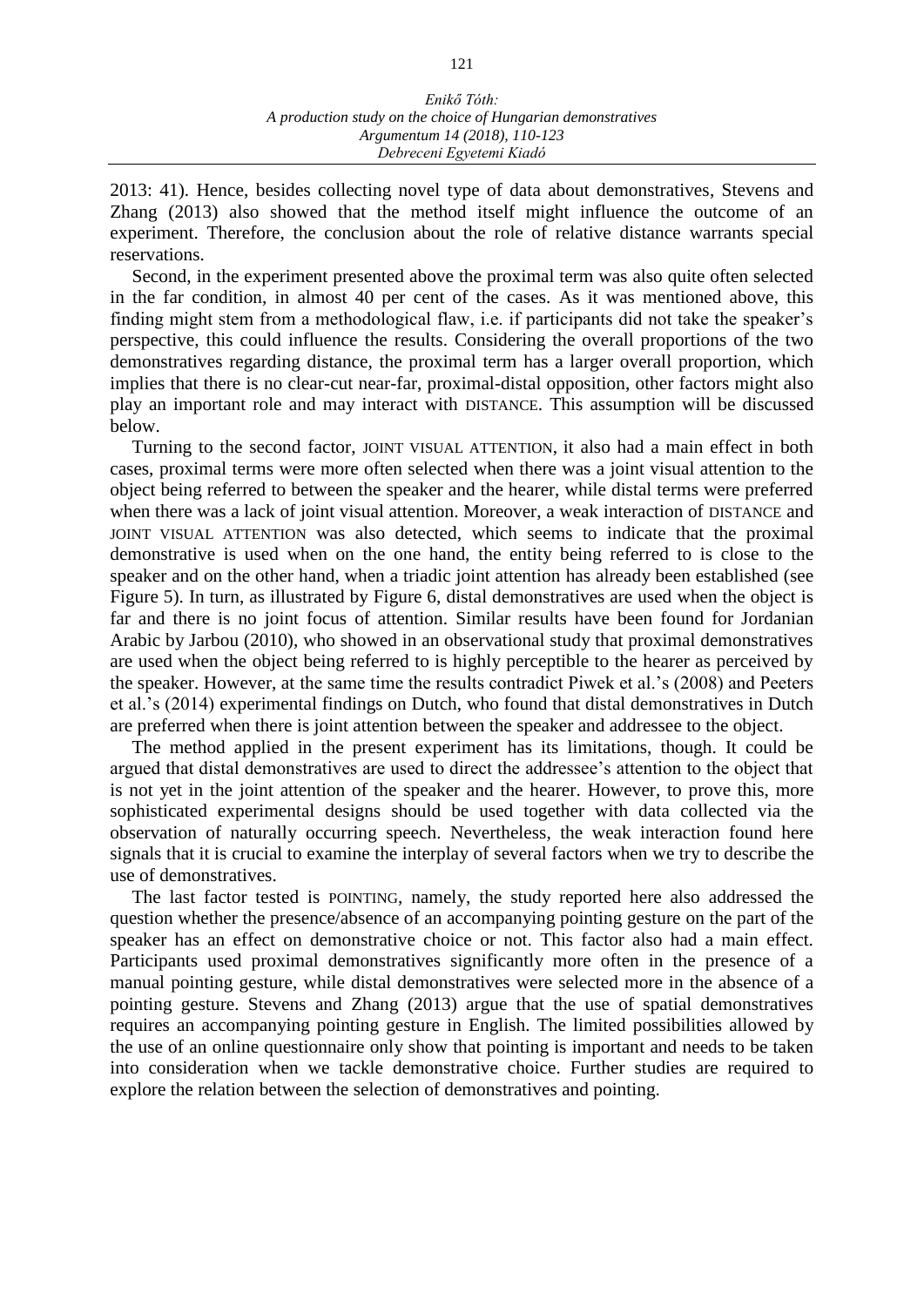2013: 41). Hence, besides collecting novel type of data about demonstratives, Stevens and Zhang (2013) also showed that the method itself might influence the outcome of an experiment. Therefore, the conclusion about the role of relative distance warrants special reservations.

Second, in the experiment presented above the proximal term was also quite often selected in the far condition, in almost 40 per cent of the cases. As it was mentioned above, this finding might stem from a methodological flaw, i.e. if participants did not take the speaker's perspective, this could influence the results. Considering the overall proportions of the two demonstratives regarding distance, the proximal term has a larger overall proportion, which implies that there is no clear-cut near-far, proximal-distal opposition, other factors might also play an important role and may interact with DISTANCE. This assumption will be discussed below.

Turning to the second factor, JOINT VISUAL ATTENTION, it also had a main effect in both cases, proximal terms were more often selected when there was a joint visual attention to the object being referred to between the speaker and the hearer, while distal terms were preferred when there was a lack of joint visual attention. Moreover, a weak interaction of DISTANCE and JOINT VISUAL ATTENTION was also detected, which seems to indicate that the proximal demonstrative is used when on the one hand, the entity being referred to is close to the speaker and on the other hand, when a triadic joint attention has already been established (see Figure 5). In turn, as illustrated by Figure 6, distal demonstratives are used when the object is far and there is no joint focus of attention. Similar results have been found for Jordanian Arabic by Jarbou (2010), who showed in an observational study that proximal demonstratives are used when the object being referred to is highly perceptible to the hearer as perceived by the speaker. However, at the same time the results contradict Piwek et al.'s (2008) and Peeters et al.'s (2014) experimental findings on Dutch, who found that distal demonstratives in Dutch are preferred when there is joint attention between the speaker and addressee to the object.

The method applied in the present experiment has its limitations, though. It could be argued that distal demonstratives are used to direct the addressee's attention to the object that is not yet in the joint attention of the speaker and the hearer. However, to prove this, more sophisticated experimental designs should be used together with data collected via the observation of naturally occurring speech. Nevertheless, the weak interaction found here signals that it is crucial to examine the interplay of several factors when we try to describe the use of demonstratives.

The last factor tested is POINTING, namely, the study reported here also addressed the question whether the presence/absence of an accompanying pointing gesture on the part of the speaker has an effect on demonstrative choice or not. This factor also had a main effect. Participants used proximal demonstratives significantly more often in the presence of a manual pointing gesture, while distal demonstratives were selected more in the absence of a pointing gesture. Stevens and Zhang (2013) argue that the use of spatial demonstratives requires an accompanying pointing gesture in English. The limited possibilities allowed by the use of an online questionnaire only show that pointing is important and needs to be taken into consideration when we tackle demonstrative choice. Further studies are required to explore the relation between the selection of demonstratives and pointing.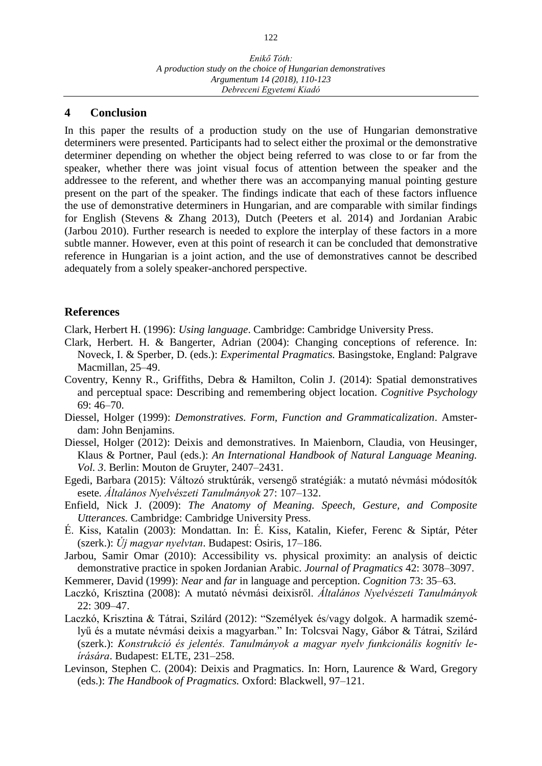## 4 Conclusion

In this paper the results of a production study on the use of Hungarian demonstrative determiners were presented. Participants had to select either the proximal or the demonstrative determiner depending on whether the object being referred to was close to or far from the speaker, whether there was joint visual focus of attention between the speaker and the addressee to the referent, and whether there was an accompanying manual pointing gesture present on the part of the speaker. The findings indicate that each of these factors influence the use of demonstrative determiners in Hungarian, and are comparable with similar findings for English (Stevens & Zhang 2013), Dutch (Peeters et al. 2014) and Jordanian Arabic (Jarbou 2010). Further research is needed to explore the interplay of these factors in a more subtle manner. However, even at this point of research it can be concluded that demonstrative reference in Hungarian is a joint action, and the use of demonstratives cannot be described adequately from a solely speaker-anchored perspective.

## References

Clark, Herbert H. (1996): *Using language*. Cambridge: Cambridge University Press.

Clark, Herbert. H. & Bangerter, Adrian (2004): Changing conceptions of reference. In: Noveck, I. & Sperber, D. (eds.): *Experimental Pragmatics.* Basingstoke, England: Palgrave Macmillan, 25–49.

Coventry, Kenny R., Griffiths, Debra & Hamilton, Colin J. (2014): Spatial demonstratives and perceptual space: Describing and remembering object location. *Cognitive Psychology* 69: 46–70.

Diessel, Holger (1999): *Demonstratives. Form, Function and Grammaticalization*. Amsterdam: John Benjamins.

Diessel, Holger (2012): Deixis and demonstratives. In Maienborn, Claudia, von Heusinger, Klaus & Portner, Paul (eds.): *An International Handbook of Natural Language Meaning. Vol. 3*. Berlin: Mouton de Gruyter, 2407–2431.

Egedi, Barbara (2015): Változó struktúrák, versengő stratégiák: a mutató névmási módosítók esete. *Általános Nyelvészeti Tanulmányok* 27: 107–132.

Enfield, Nick J. (2009): *The Anatomy of Meaning. Speech, Gesture, and Composite Utterances.* Cambridge: Cambridge University Press.

É. Kiss, Katalin (2003): Mondattan. In: É. Kiss, Katalin, Kiefer, Ferenc & Siptár, Péter (szerk.): *Új magyar nyelvtan*. Budapest: Osiris, 17–186.

Jarbou, Samir Omar (2010): Accessibility vs. physical proximity: an analysis of deictic demonstrative practice in spoken Jordanian Arabic. *Journal of Pragmatics* 42: 3078–3097.

Kemmerer, David (1999): *Near* and *far* in language and perception. *Cognition* 73: 35–63.

Laczkó, Krisztina (2008): A mutató névmási deixisről. *Általános Nyelvészeti Tanulmányok* 22: 309–47.

Laczkó, Krisztina & Tátrai, Szilárd (2012): "Személyek és/vagy dolgok. A harmadik személyű és a mutate névmási deixis a magyarban." In: Tolcsvai Nagy, Gábor & Tátrai, Szilárd (szerk.): *Konstrukció és jelentés. Tanulmányok a magyar nyelv funkcionális kognitív leírására*. Budapest: ELTE, 231–258.

Levinson, Stephen C. (2004): Deixis and Pragmatics. In: Horn, Laurence & Ward, Gregory (eds.): *The Handbook of Pragmatics.* Oxford: Blackwell, 97–121.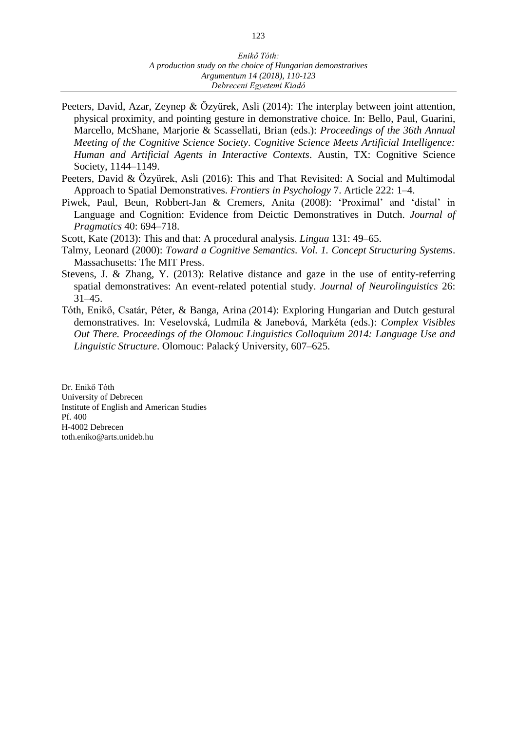Peeters, David, Azar, Zeynep & Özyürek, Asli (2014): The interplay between joint attention, physical proximity, and pointing gesture in demonstrative choice. In: Bello, Paul, Guarini, Marcello, McShane, Marjorie & Scassellati, Brian (eds.): *Proceedings of the 36th Annual Meeting of the Cognitive Science Society*. *Cognitive Science Meets Artificial Intelligence: Human and Artificial Agents in Interactive Contexts*. Austin, TX: Cognitive Science Society, 1144–1149.

Peeters, David & Özyürek, Asli (2016): This and That Revisited: A Social and Multimodal Approach to Spatial Demonstratives. *Frontiers in Psychology* 7. Article 222: 1–4.

Piwek, Paul, Beun, Robbert-Jan & Cremers, Anita (2008): 'Proximal' and 'distal' in Language and Cognition: Evidence from Deictic Demonstratives in Dutch. *Journal of Pragmatics* 40: 694–718.

Scott, Kate (2013): This and that: A procedural analysis. *Lingua* 131: 49–65.

Talmy, Leonard (2000): *Toward a Cognitive Semantics. Vol. 1. Concept Structuring Systems*. Massachusetts: The MIT Press.

Stevens, J. & Zhang, Y. (2013): Relative distance and gaze in the use of entity-referring spatial demonstratives: An event-related potential study. *Journal of Neurolinguistics* 26: 31–45.

Tóth, Enikő, Csatár, Péter, & Banga, Arina (2014): Exploring Hungarian and Dutch gestural demonstratives. In: Veselovská, Ludmila & Janebová, Markéta (eds.): *Complex Visibles Out There. Proceedings of the Olomouc Linguistics Colloquium 2014: Language Use and Linguistic Structure*. Olomouc: Palacký University, 607–625.

Dr. Enikő Tóth
University of Debrecen
Institute of English and American Studies
Pf. 400
H-4002 Debrecen
toth.eniko@arts.unideb.hu